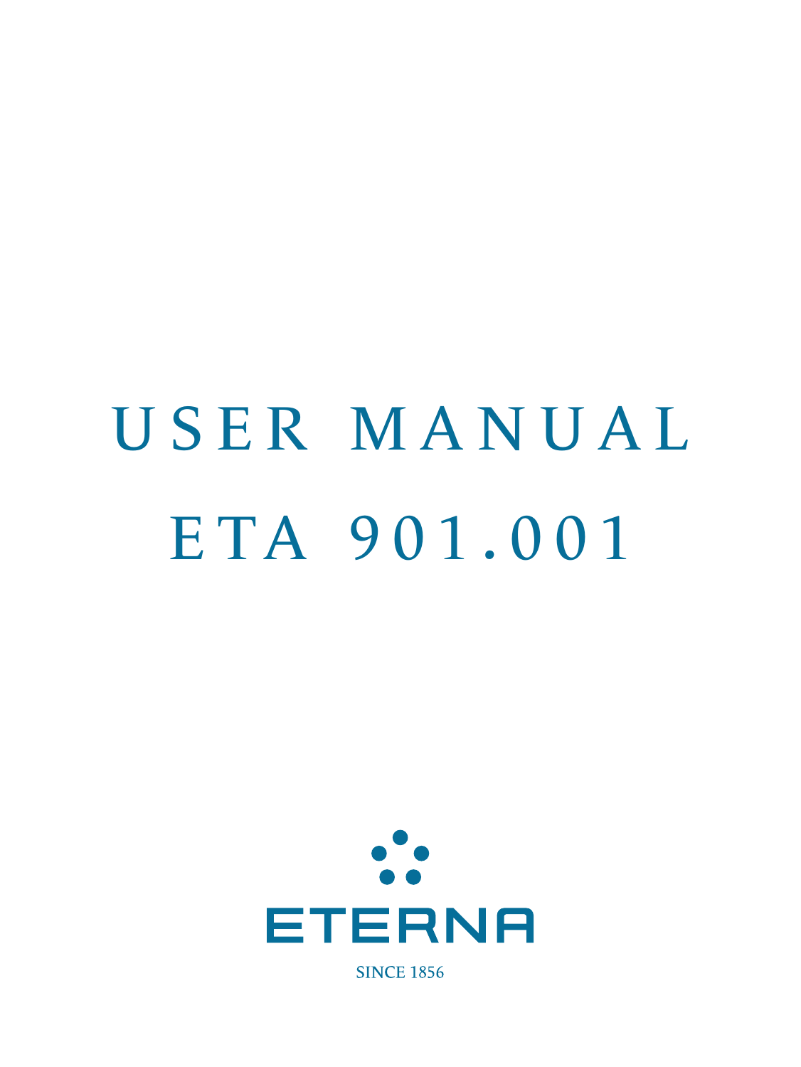# USER MANUAL

# ETA 901.001

ETERNA

SINCE 1856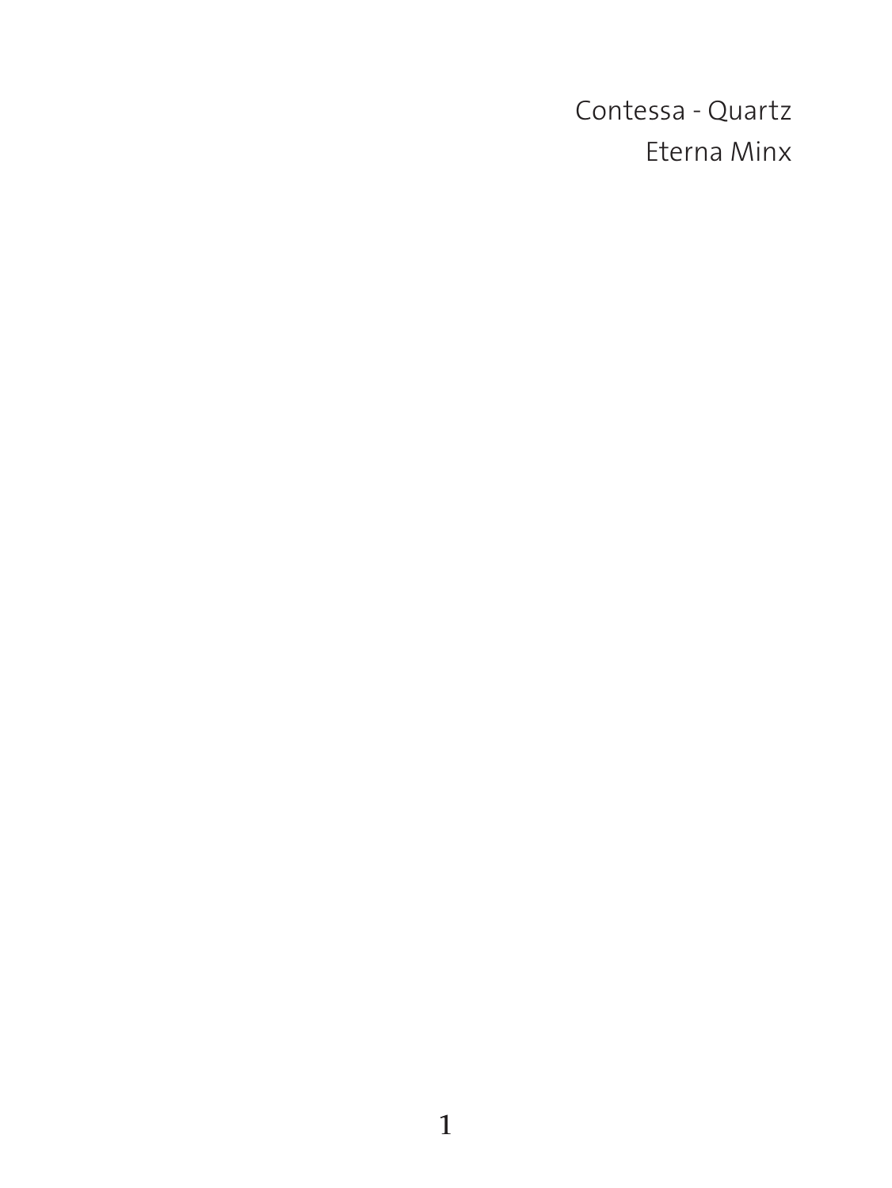Contessa - Quartz

Eterna Minx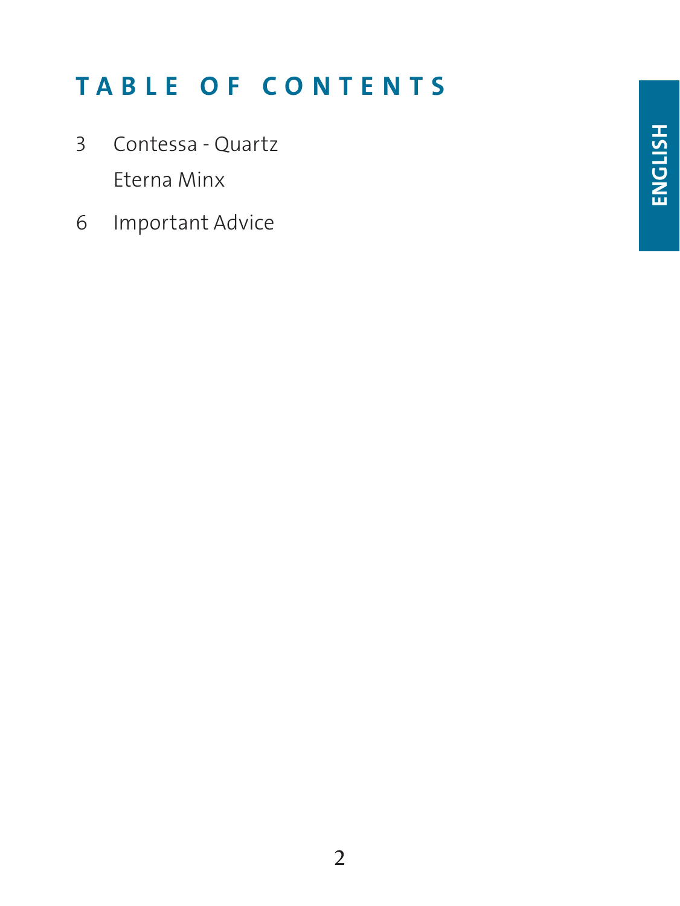# TABLE OF CONTENTS

ENGLISH

3 Contessa - Quartz
  Eterna Minx

6 Important Advice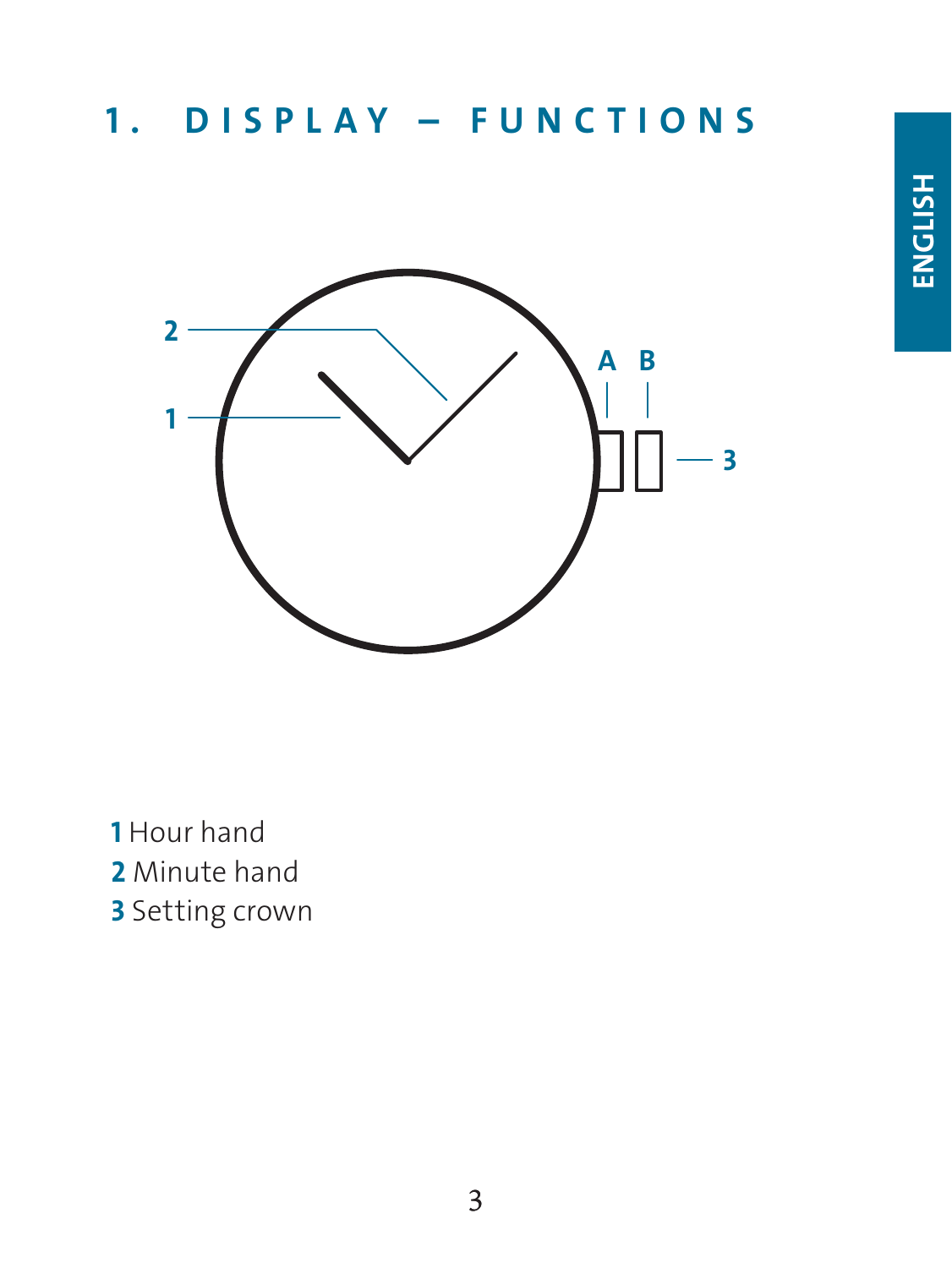# 1. DISPLAY – FUNCTIONS

**1** Hour hand
**2** Minute hand
**3** Setting crown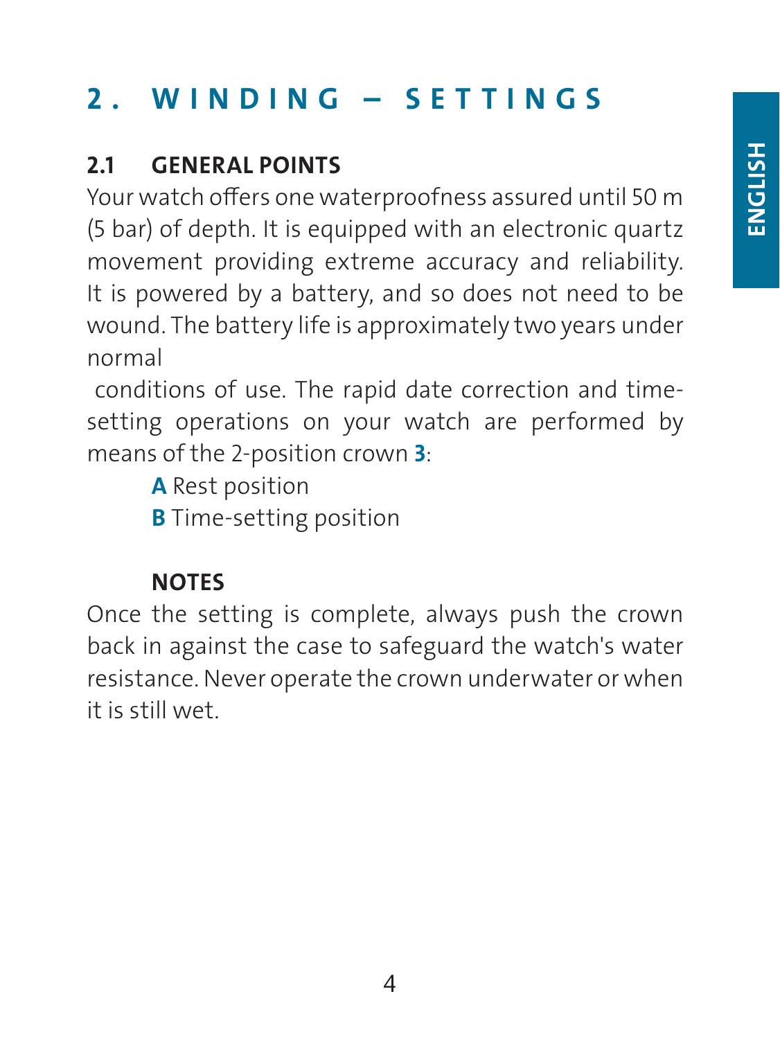# 2. WINDING – SETTINGS

## 2.1 GENERAL POINTS

Your watch offers one waterproofness assured until 50 m (5 bar) of depth. It is equipped with an electronic quartz movement providing extreme accuracy and reliability. It is powered by a battery, and so does not need to be wound. The battery life is approximately two years under normal conditions of use. The rapid date correction and time-setting operations on your watch are performed by means of the 2-position crown **3**:

**A** Rest position

**B** Time-setting position

### NOTES

Once the setting is complete, always push the crown back in against the case to safeguard the watch's water resistance. Never operate the crown underwater or when it is still wet.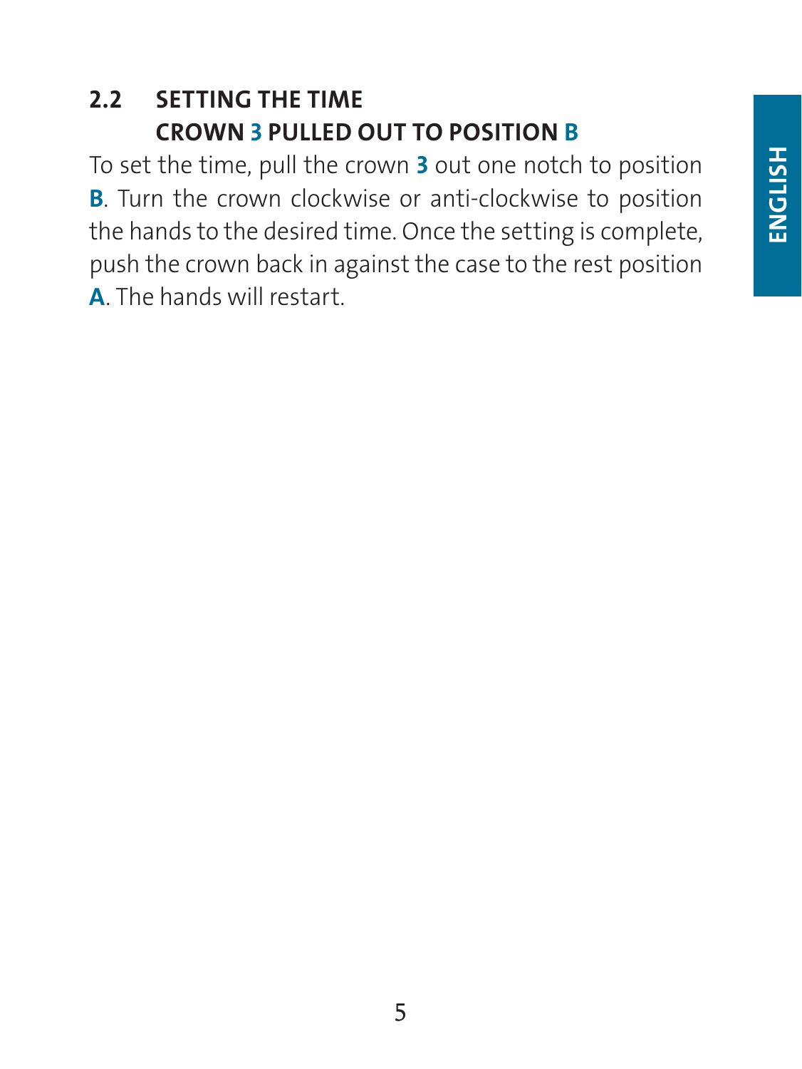## 2.2 SETTING THE TIME CROWN **3** PULLED OUT TO POSITION **B**

To set the time, pull the crown **3** out one notch to position **B**. Turn the crown clockwise or anti-clockwise to position the hands to the desired time. Once the setting is complete, push the crown back in against the case to the rest position **A**. The hands will restart.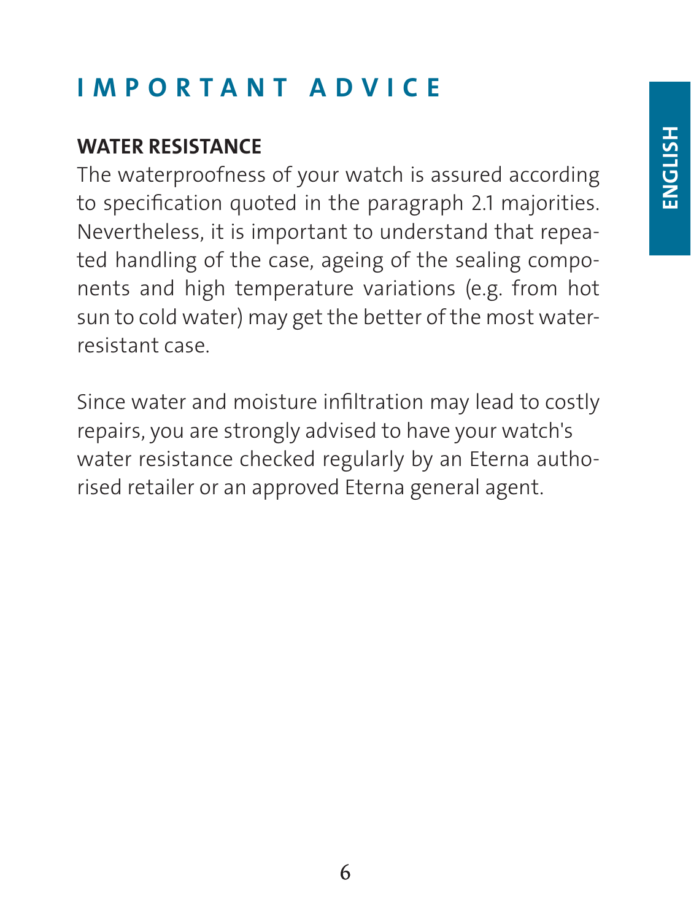# IMPORTANT ADVICE

## WATER RESISTANCE

The waterproofness of your watch is assured according to specification quoted in the paragraph 2.1 majorities. Nevertheless, it is important to understand that repeated handling of the case, ageing of the sealing components and high temperature variations (e.g. from hot sun to cold water) may get the better of the most water-resistant case.

Since water and moisture infiltration may lead to costly repairs, you are strongly advised to have your watch's water resistance checked regularly by an Eterna authorised retailer or an approved Eterna general agent.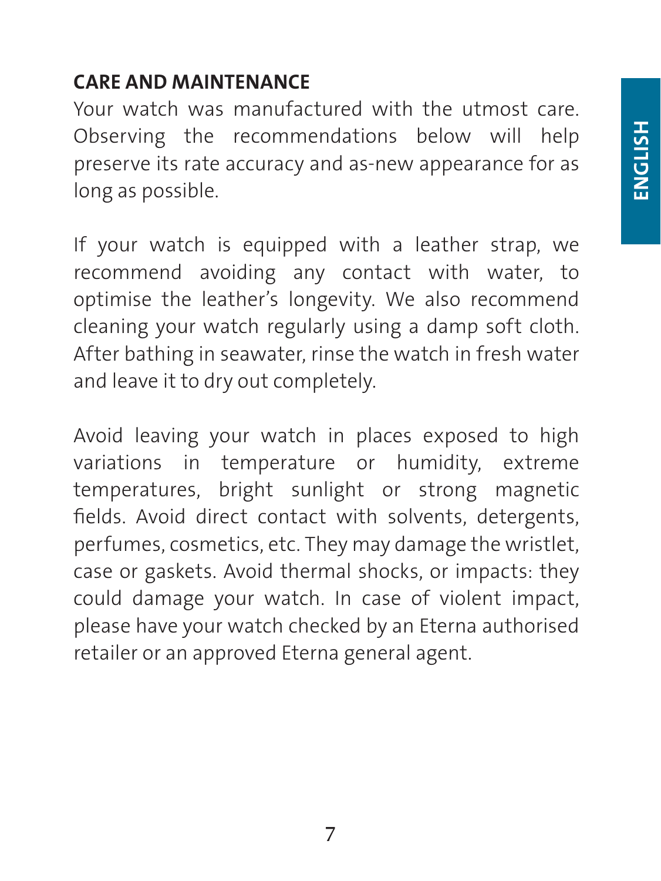## CARE AND MAINTENANCE

Your watch was manufactured with the utmost care. Observing the recommendations below will help preserve its rate accuracy and as-new appearance for as long as possible.

If your watch is equipped with a leather strap, we recommend avoiding any contact with water, to optimise the leather's longevity. We also recommend cleaning your watch regularly using a damp soft cloth. After bathing in seawater, rinse the watch in fresh water and leave it to dry out completely.

Avoid leaving your watch in places exposed to high variations in temperature or humidity, extreme temperatures, bright sunlight or strong magnetic fields. Avoid direct contact with solvents, detergents, perfumes, cosmetics, etc. They may damage the wristlet, case or gaskets. Avoid thermal shocks, or impacts: they could damage your watch. In case of violent impact, please have your watch checked by an Eterna authorised retailer or an approved Eterna general agent.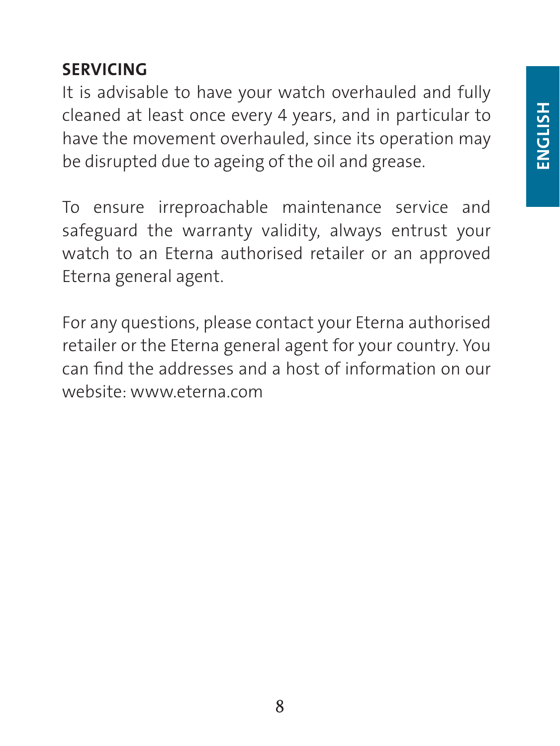## SERVICING

It is advisable to have your watch overhauled and fully cleaned at least once every 4 years, and in particular to have the movement overhauled, since its operation may be disrupted due to ageing of the oil and grease.

To ensure irreproachable maintenance service and safeguard the warranty validity, always entrust your watch to an Eterna authorised retailer or an approved Eterna general agent.

For any questions, please contact your Eterna authorised retailer or the Eterna general agent for your country. You can find the addresses and a host of information on our website: www.eterna.com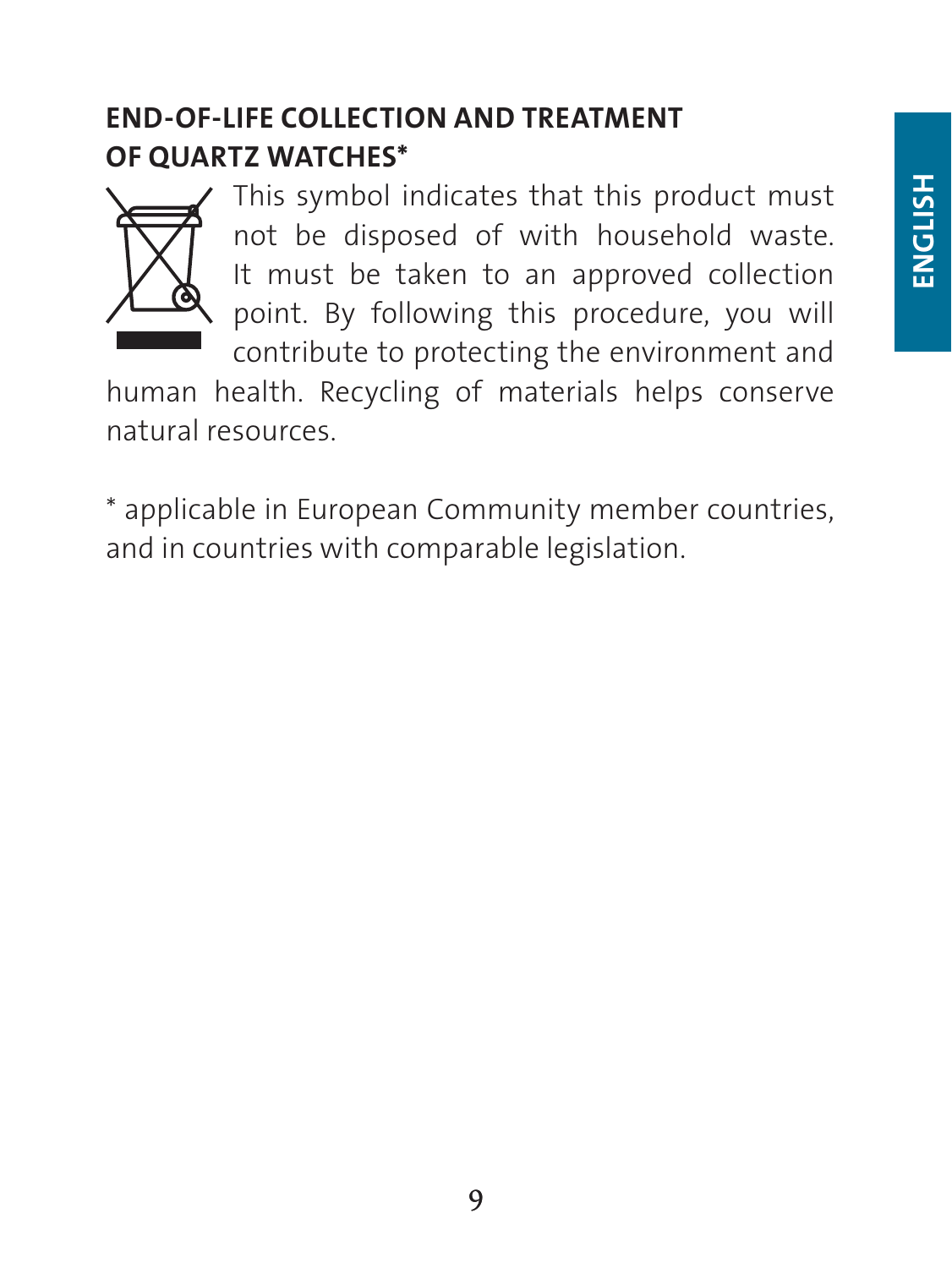## END-OF-LIFE COLLECTION AND TREATMENT OF QUARTZ WATCHES*

This symbol indicates that this product must not be disposed of with household waste. It must be taken to an approved collection point. By following this procedure, you will contribute to protecting the environment and human health. Recycling of materials helps conserve natural resources.

* applicable in European Community member countries, and in countries with comparable legislation.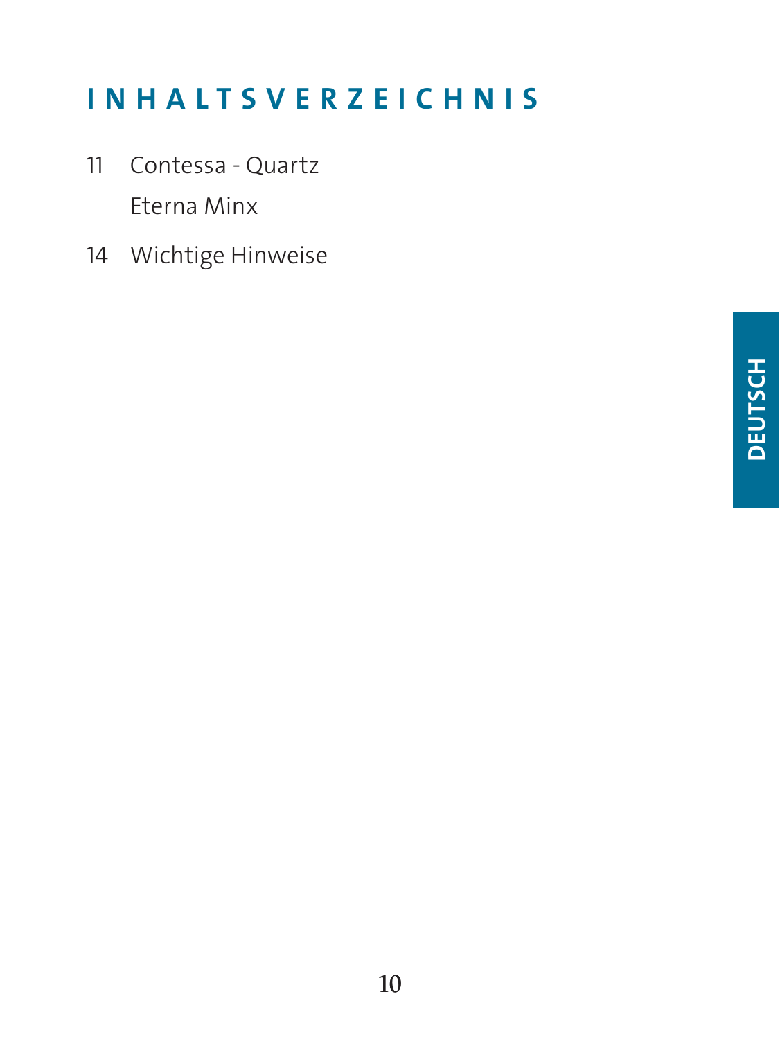# INHALTSVERZEICHNIS

11 Contessa - Quartz
Eterna Minx

14 Wichtige Hinweise

DEUTSCH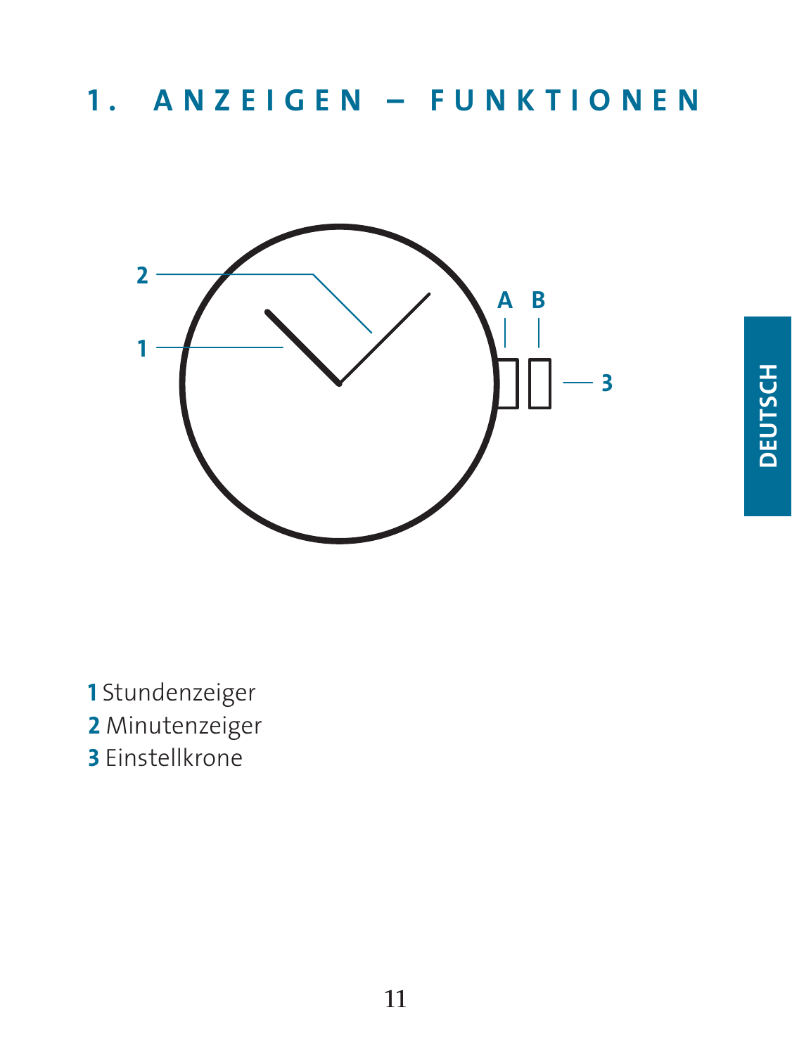# 1. ANZEIGEN – FUNKTIONEN

**1** Stundenzeiger
**2** Minutenzeiger
**3** Einstellkrone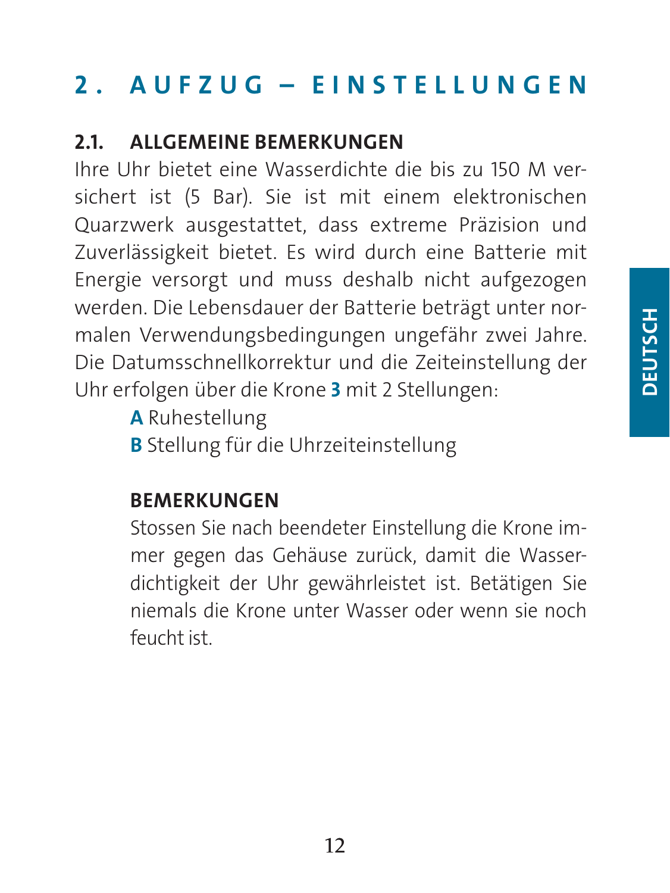# 2. AUFZUG – EINSTELLUNGEN

## 2.1. ALLGEMEINE BEMERKUNGEN

Ihre Uhr bietet eine Wasserdichte die bis zu 150 M versichert ist (5 Bar). Sie ist mit einem elektronischen Quarzwerk ausgestattet, dass extreme Präzision und Zuverlässigkeit bietet. Es wird durch eine Batterie mit Energie versorgt und muss deshalb nicht aufgezogen werden. Die Lebensdauer der Batterie beträgt unter normalen Verwendungsbedingungen ungefähr zwei Jahre. Die Datumsschnellkorrektur und die Zeiteinstellung der Uhr erfolgen über die Krone **3** mit 2 Stellungen:

**A** Ruhestellung
**B** Stellung für die Uhrzeiteinstellung

### BEMERKUNGEN

Stossen Sie nach beendeter Einstellung die Krone immer gegen das Gehäuse zurück, damit die Wasserdichtigkeit der Uhr gewährleistet ist. Betätigen Sie niemals die Krone unter Wasser oder wenn sie noch feucht ist.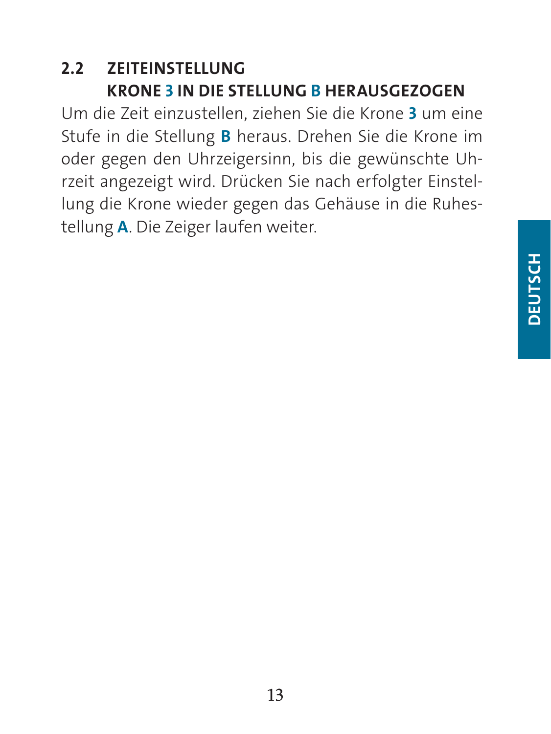## 2.2 ZEITEINSTELLUNG KRONE **3** IN DIE STELLUNG **B** HERAUSGEZOGEN

Um die Zeit einzustellen, ziehen Sie die Krone **3** um eine Stufe in die Stellung **B** heraus. Drehen Sie die Krone im oder gegen den Uhrzeigersinn, bis die gewünschte Uhrzeit angezeigt wird. Drücken Sie nach erfolgter Einstellung die Krone wieder gegen das Gehäuse in die Ruhestellung **A**. Die Zeiger laufen weiter.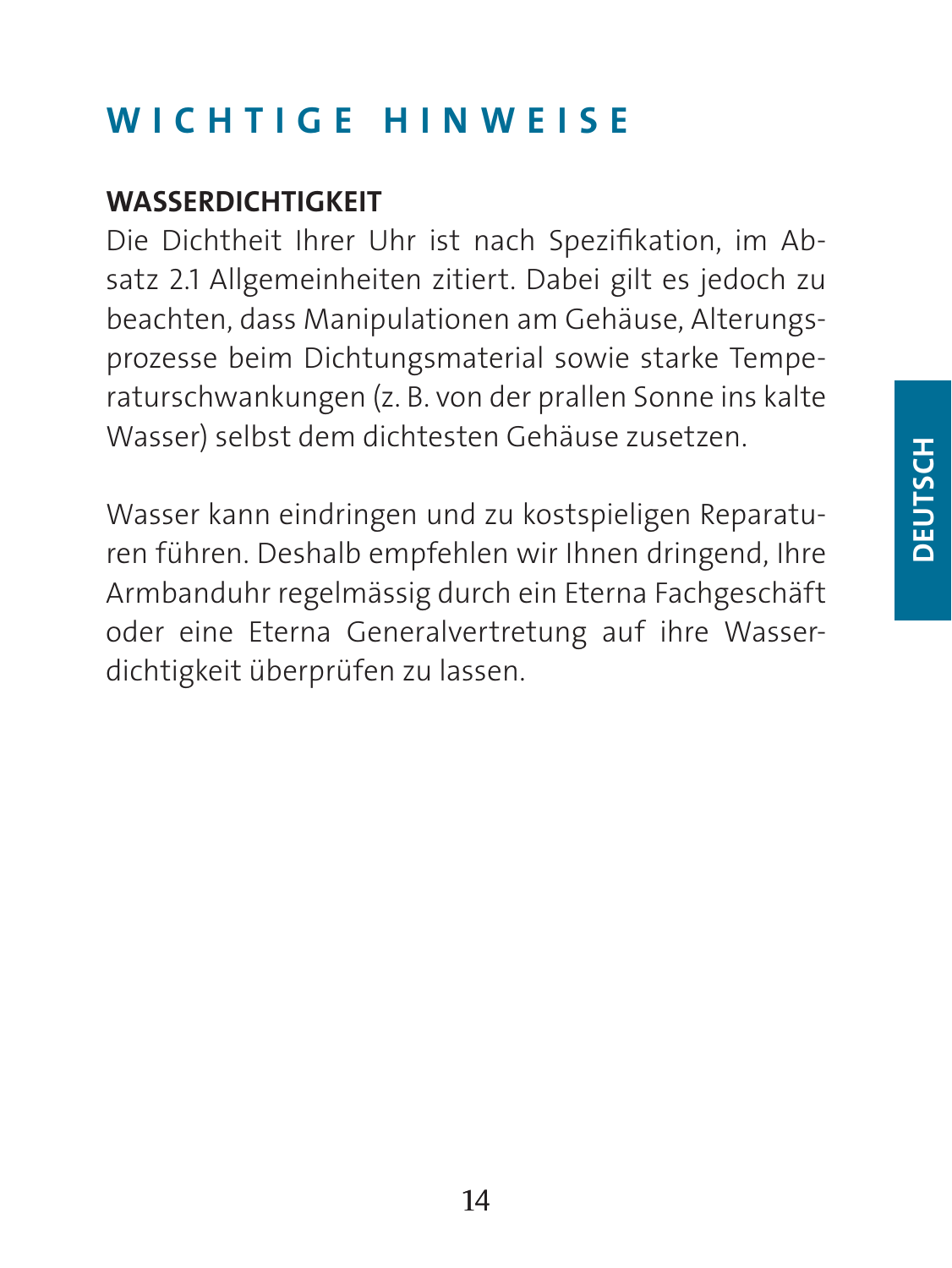# WICHTIGE HINWEISE

## WASSERDICHTIGKEIT

Die Dichtheit Ihrer Uhr ist nach Spezifikation, im Absatz 2.1 Allgemeinheiten zitiert. Dabei gilt es jedoch zu beachten, dass Manipulationen am Gehäuse, Alterungsprozesse beim Dichtungsmaterial sowie starke Temperaturschwankungen (z. B. von der prallen Sonne ins kalte Wasser) selbst dem dichtesten Gehäuse zusetzen.

Wasser kann eindringen und zu kostspieligen Reparaturen führen. Deshalb empfehlen wir Ihnen dringend, Ihre Armbanduhr regelmässig durch ein Eterna Fachgeschäft oder eine Eterna Generalvertretung auf ihre Wasserdichtigkeit überprüfen zu lassen.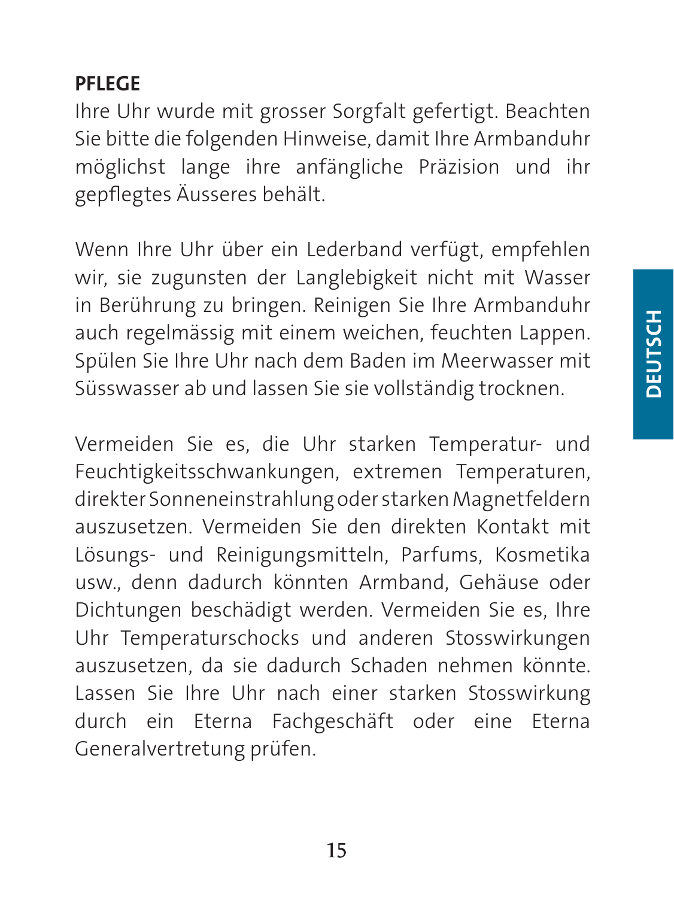## PFLEGE

Ihre Uhr wurde mit grosser Sorgfalt gefertigt. Beachten Sie bitte die folgenden Hinweise, damit Ihre Armbanduhr möglichst lange ihre anfängliche Präzision und ihr gepflegtes Äusseres behält.

Wenn Ihre Uhr über ein Lederband verfügt, empfehlen wir, sie zugunsten der Langlebigkeit nicht mit Wasser in Berührung zu bringen. Reinigen Sie Ihre Armbanduhr auch regelmässig mit einem weichen, feuchten Lappen. Spülen Sie Ihre Uhr nach dem Baden im Meerwasser mit Süsswasser ab und lassen Sie sie vollständig trocknen.

Vermeiden Sie es, die Uhr starken Temperatur- und Feuchtigkeitsschwankungen, extremen Temperaturen, direkter Sonneneinstrahlung oder starken Magnetfeldern auszusetzen. Vermeiden Sie den direkten Kontakt mit Lösungs- und Reinigungsmitteln, Parfums, Kosmetika usw., denn dadurch könnten Armband, Gehäuse oder Dichtungen beschädigt werden. Vermeiden Sie es, Ihre Uhr Temperaturschocks und anderen Stosswirkungen auszusetzen, da sie dadurch Schaden nehmen könnte. Lassen Sie Ihre Uhr nach einer starken Stosswirkung durch ein Eterna Fachgeschäft oder eine Eterna Generalvertretung prüfen.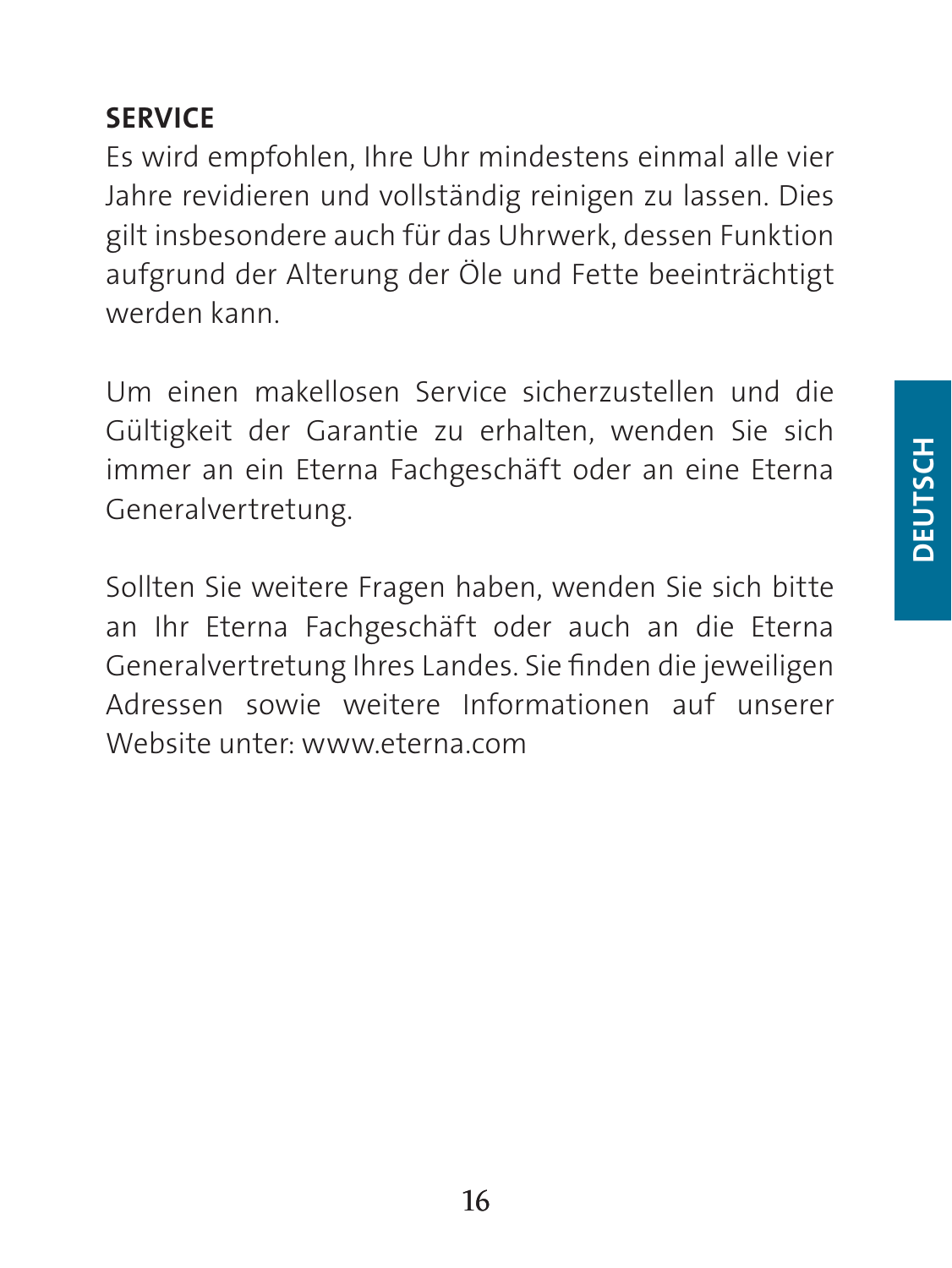## SERVICE

Es wird empfohlen, Ihre Uhr mindestens einmal alle vier Jahre revidieren und vollständig reinigen zu lassen. Dies gilt insbesondere auch für das Uhrwerk, dessen Funktion aufgrund der Alterung der Öle und Fette beeinträchtigt werden kann.

Um einen makellosen Service sicherzustellen und die Gültigkeit der Garantie zu erhalten, wenden Sie sich immer an ein Eterna Fachgeschäft oder an eine Eterna Generalvertretung.

Sollten Sie weitere Fragen haben, wenden Sie sich bitte an Ihr Eterna Fachgeschäft oder auch an die Eterna Generalvertretung Ihres Landes. Sie finden die jeweiligen Adressen sowie weitere Informationen auf unserer Website unter: www.eterna.com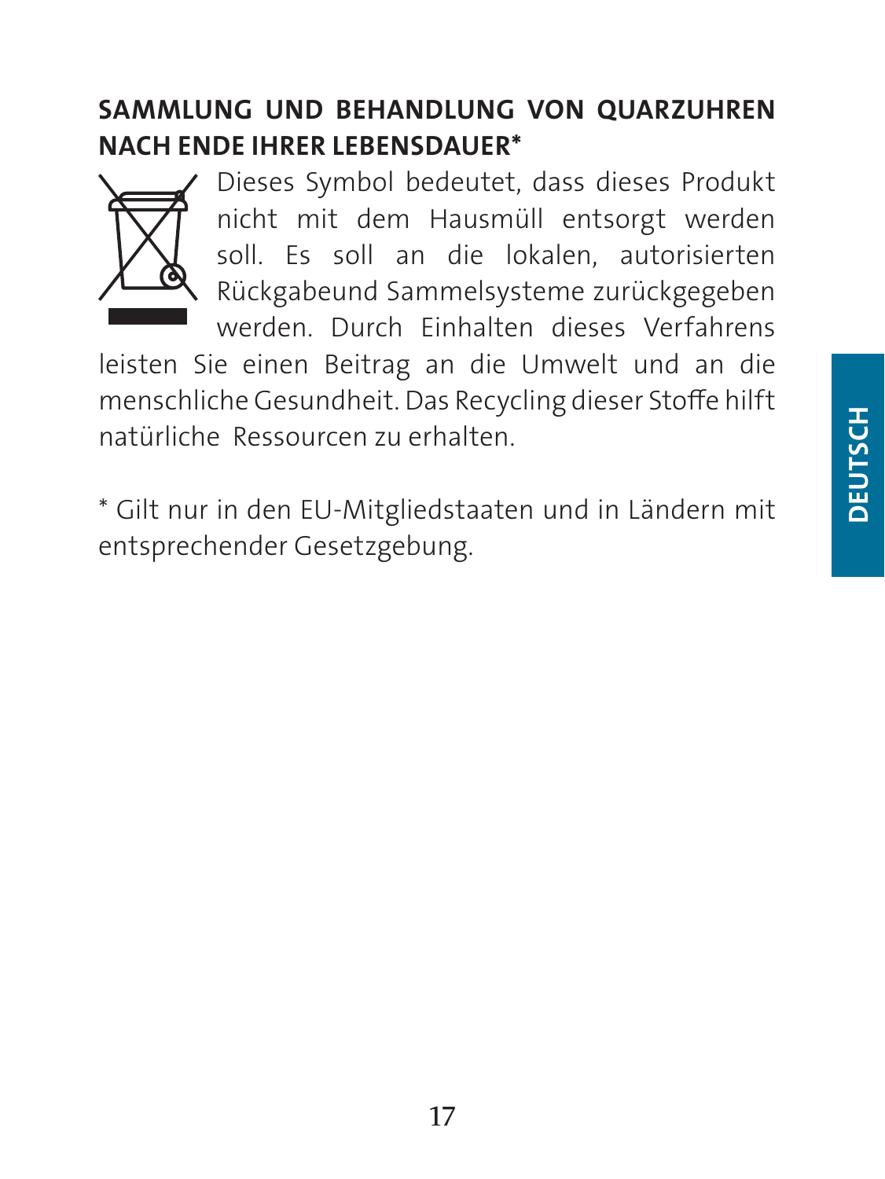## SAMMLUNG UND BEHANDLUNG VON QUARZUHREN NACH ENDE IHRER LEBENSDAUER*

Dieses Symbol bedeutet, dass dieses Produkt nicht mit dem Hausmüll entsorgt werden soll. Es soll an die lokalen, autorisierten Rückgabeund Sammelsysteme zurückgegeben werden. Durch Einhalten dieses Verfahrens leisten Sie einen Beitrag an die Umwelt und an die menschliche Gesundheit. Das Recycling dieser Stoffe hilft natürliche Ressourcen zu erhalten.

* Gilt nur in den EU-Mitgliedstaaten und in Ländern mit entsprechender Gesetzgebung.

DEUTSCH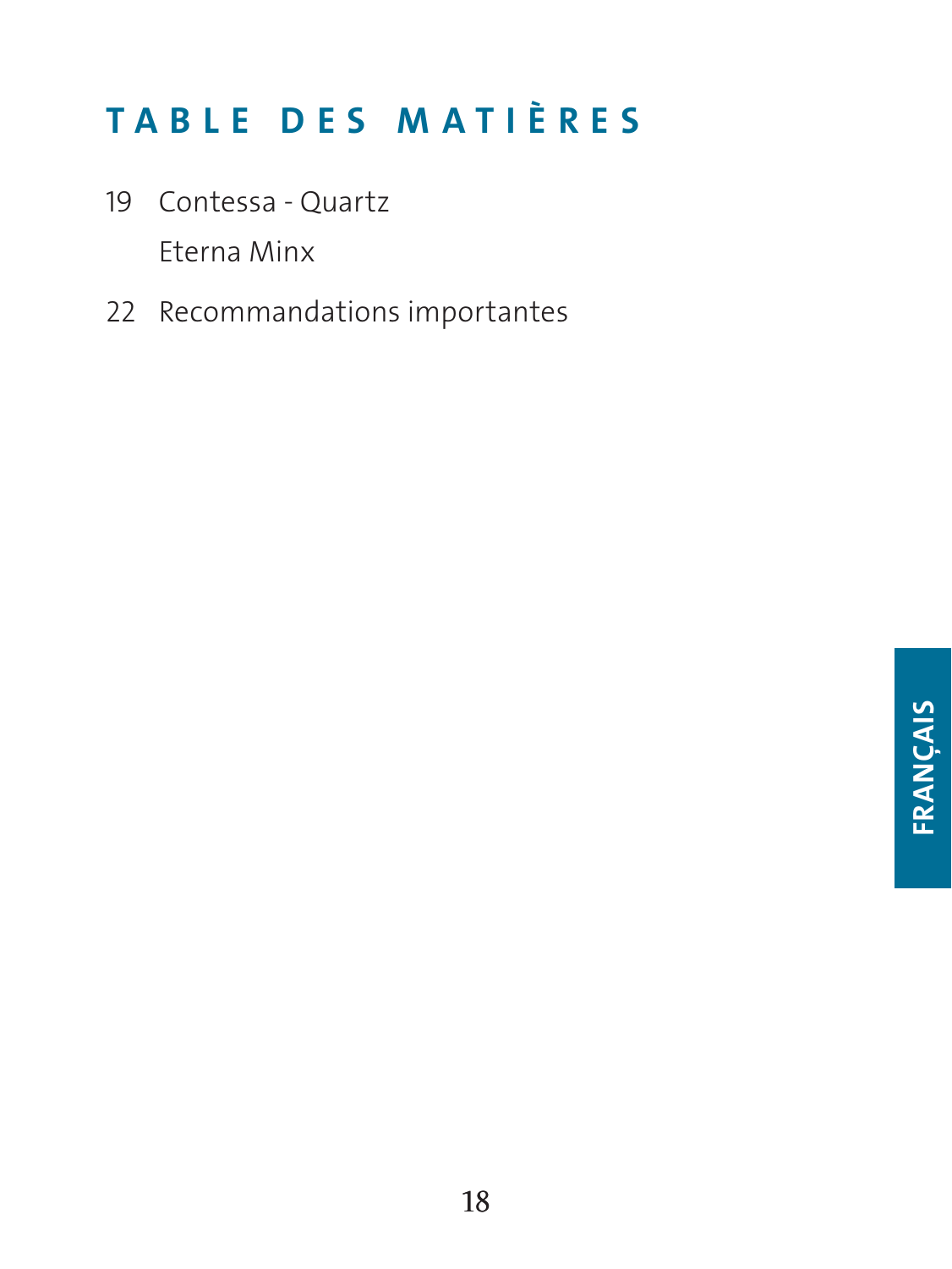# TABLE DES MATIÈRES

19 Contessa - Quartz

Eterna Minx

22 Recommandations importantes

FRANÇAIS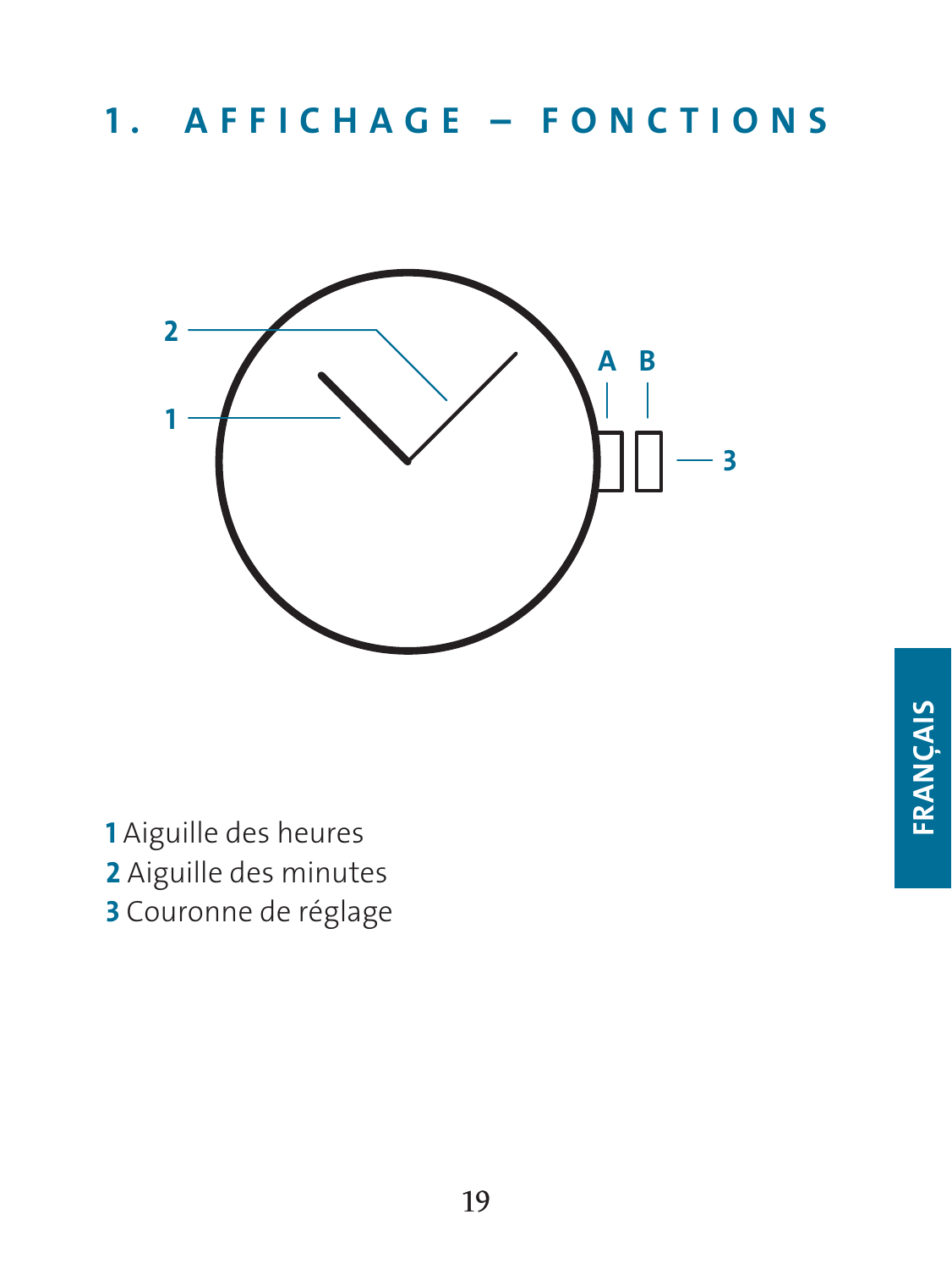# 1. AFFICHAGE – FONCTIONS

**1** Aiguille des heures
**2** Aiguille des minutes
**3** Couronne de réglage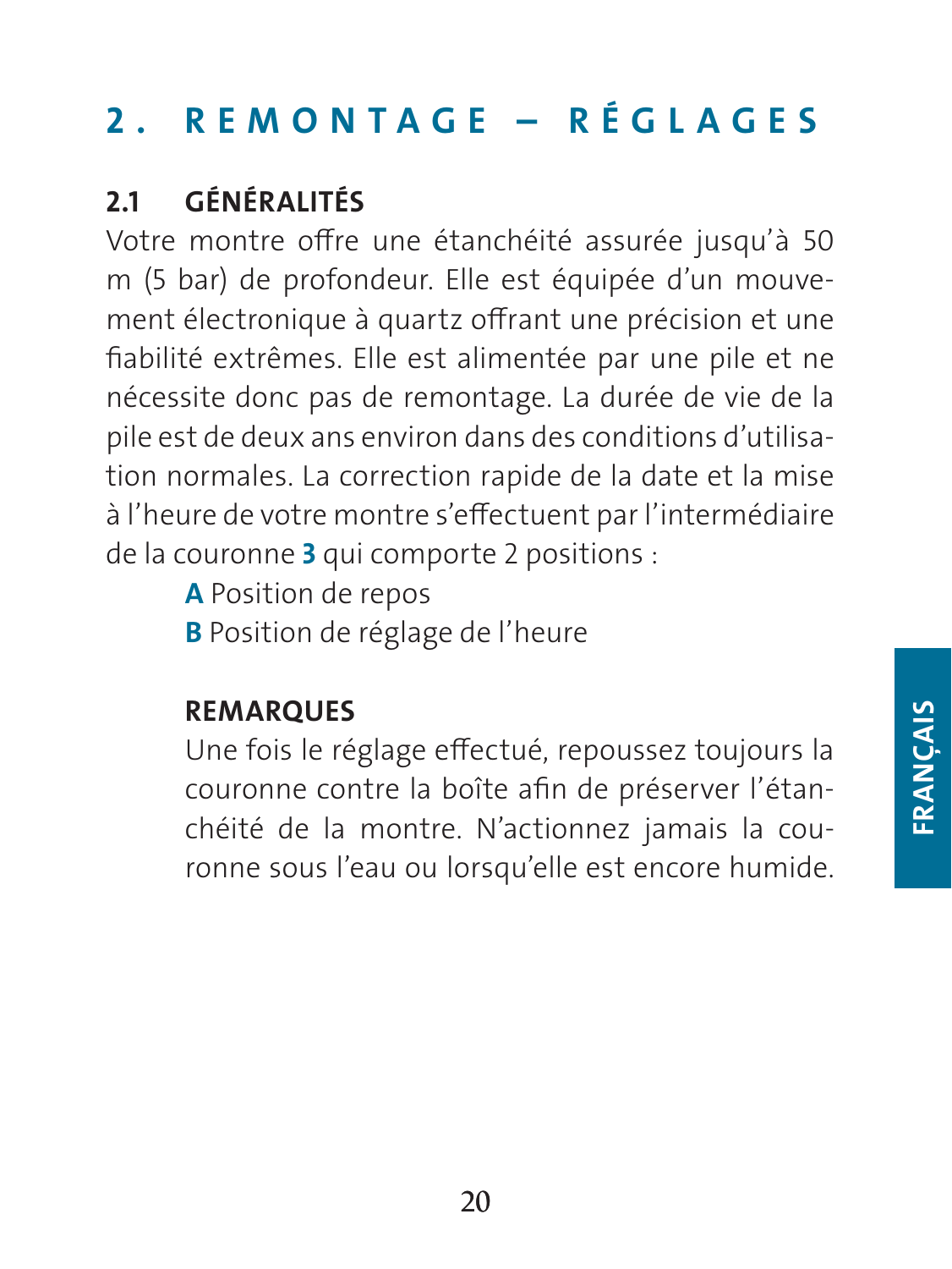# 2. REMONTAGE – RÉGLAGES

## 2.1 GÉNÉRALITÉS

Votre montre offre une étanchéité assurée jusqu'à 50 m (5 bar) de profondeur. Elle est équipée d'un mouvement électronique à quartz offrant une précision et une fiabilité extrêmes. Elle est alimentée par une pile et ne nécessite donc pas de remontage. La durée de vie de la pile est de deux ans environ dans des conditions d'utilisation normales. La correction rapide de la date et la mise à l'heure de votre montre s'effectuent par l'intermédiaire de la couronne **3** qui comporte 2 positions :

**A** Position de repos
**B** Position de réglage de l'heure

**REMARQUES**

Une fois le réglage effectué, repoussez toujours la couronne contre la boîte afin de préserver l'étanchéité de la montre. N'actionnez jamais la couronne sous l'eau ou lorsqu'elle est encore humide.

FRANÇAIS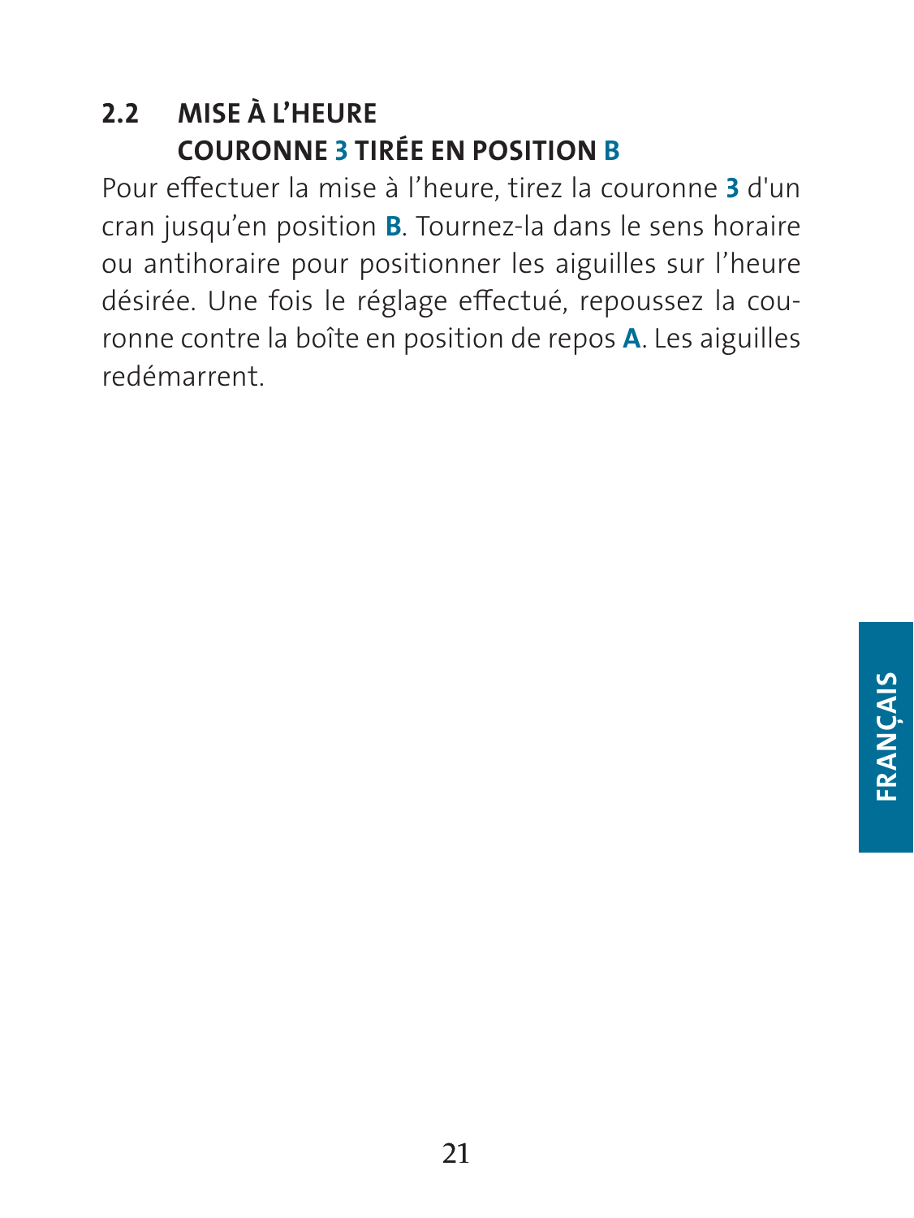## 2.2 MISE À L'HEURE COURONNE **3** TIRÉE EN POSITION **B**

Pour effectuer la mise à l'heure, tirez la couronne **3** d'un cran jusqu'en position **B**. Tournez-la dans le sens horaire ou antihoraire pour positionner les aiguilles sur l'heure désirée. Une fois le réglage effectué, repoussez la couronne contre la boîte en position de repos **A**. Les aiguilles redémarrent.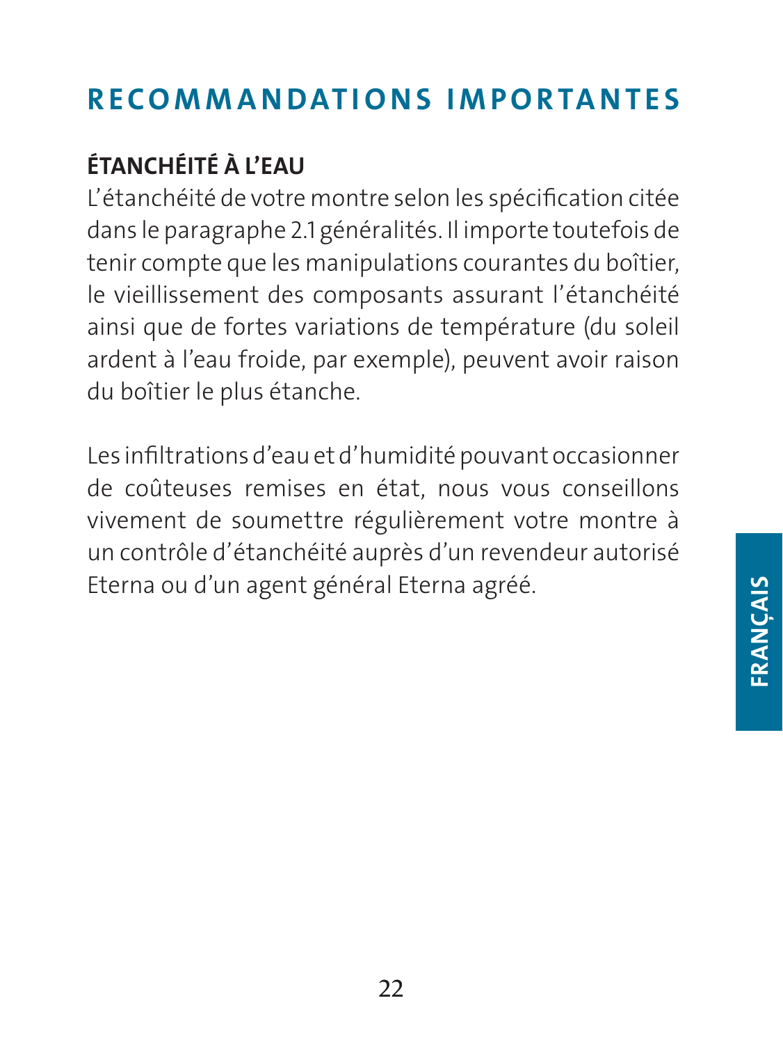# RECOMMANDATIONS IMPORTANTES

## ÉTANCHÉITÉ À L'EAU

L'étanchéité de votre montre selon les spécification citée dans le paragraphe 2.1 généralités. Il importe toutefois de tenir compte que les manipulations courantes du boîtier, le vieillissement des composants assurant l'étanchéité ainsi que de fortes variations de température (du soleil ardent à l'eau froide, par exemple), peuvent avoir raison du boîtier le plus étanche.

Les infiltrations d'eau et d'humidité pouvant occasionner de coûteuses remises en état, nous vous conseillons vivement de soumettre régulièrement votre montre à un contrôle d'étanchéité auprès d'un revendeur autorisé Eterna ou d'un agent général Eterna agréé.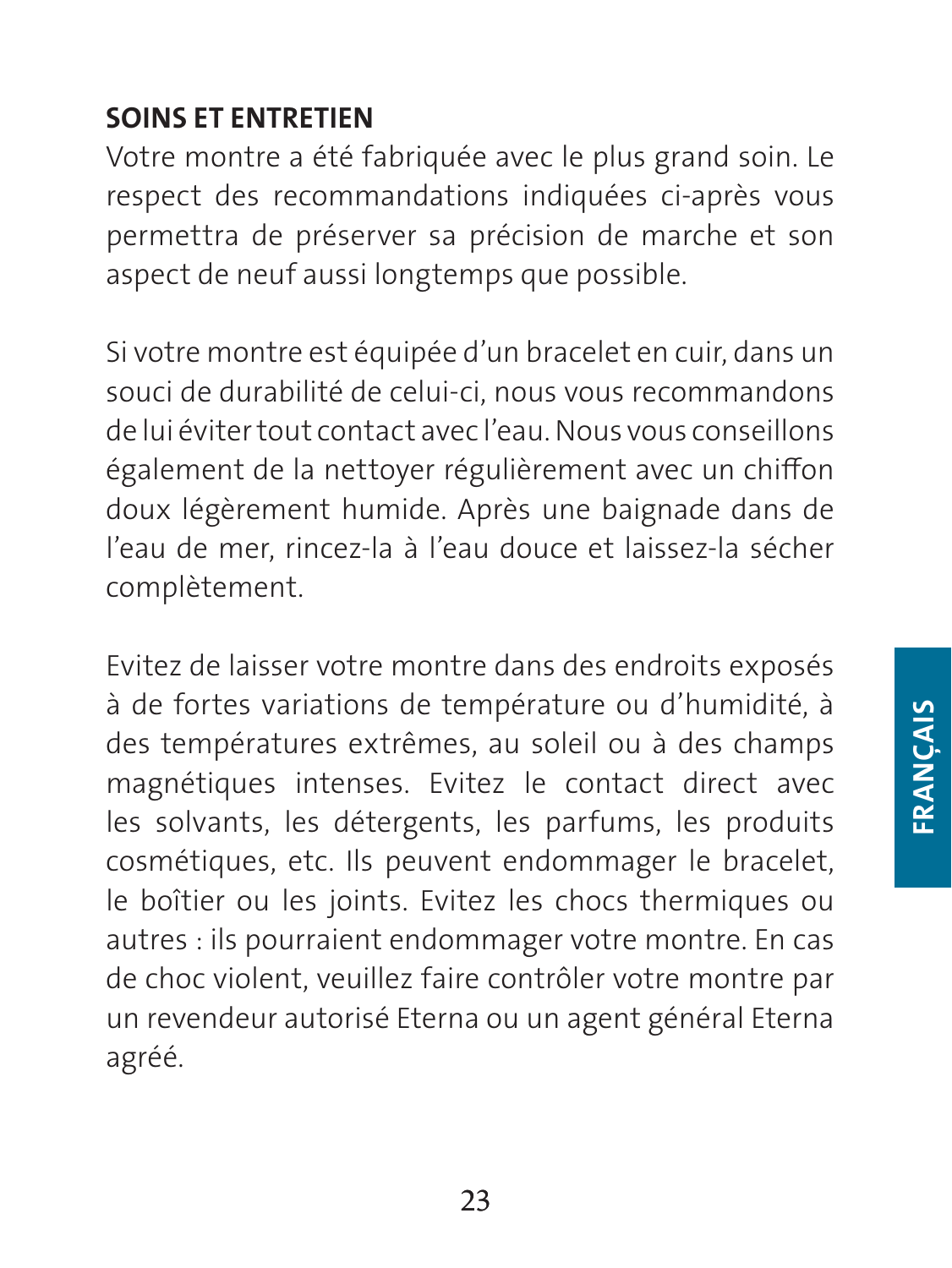## SOINS ET ENTRETIEN

Votre montre a été fabriquée avec le plus grand soin. Le respect des recommandations indiquées ci-après vous permettra de préserver sa précision de marche et son aspect de neuf aussi longtemps que possible.

Si votre montre est équipée d'un bracelet en cuir, dans un souci de durabilité de celui-ci, nous vous recommandons de lui éviter tout contact avec l'eau. Nous vous conseillons également de la nettoyer régulièrement avec un chiffon doux légèrement humide. Après une baignade dans de l'eau de mer, rincez-la à l'eau douce et laissez-la sécher complètement.

Evitez de laisser votre montre dans des endroits exposés à de fortes variations de température ou d'humidité, à des températures extrêmes, au soleil ou à des champs magnétiques intenses. Evitez le contact direct avec les solvants, les détergents, les parfums, les produits cosmétiques, etc. Ils peuvent endommager le bracelet, le boîtier ou les joints. Evitez les chocs thermiques ou autres : ils pourraient endommager votre montre. En cas de choc violent, veuillez faire contrôler votre montre par un revendeur autorisé Eterna ou un agent général Eterna agréé.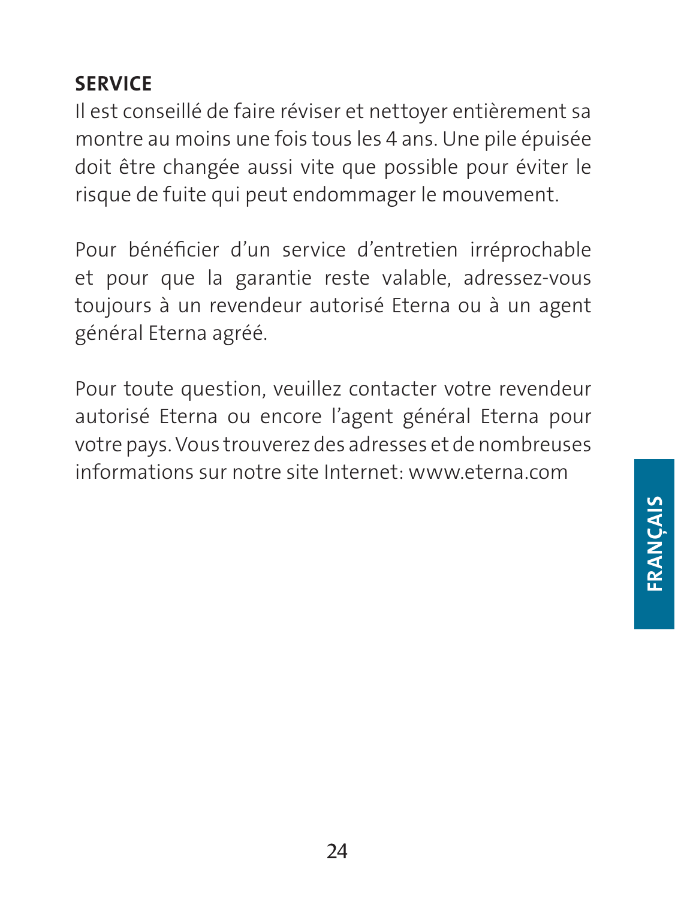## SERVICE

Il est conseillé de faire réviser et nettoyer entièrement sa montre au moins une fois tous les 4 ans. Une pile épuisée doit être changée aussi vite que possible pour éviter le risque de fuite qui peut endommager le mouvement.

Pour bénéficier d'un service d'entretien irréprochable et pour que la garantie reste valable, adressez-vous toujours à un revendeur autorisé Eterna ou à un agent général Eterna agréé.

Pour toute question, veuillez contacter votre revendeur autorisé Eterna ou encore l'agent général Eterna pour votre pays. Vous trouverez des adresses et de nombreuses informations sur notre site Internet: www.eterna.com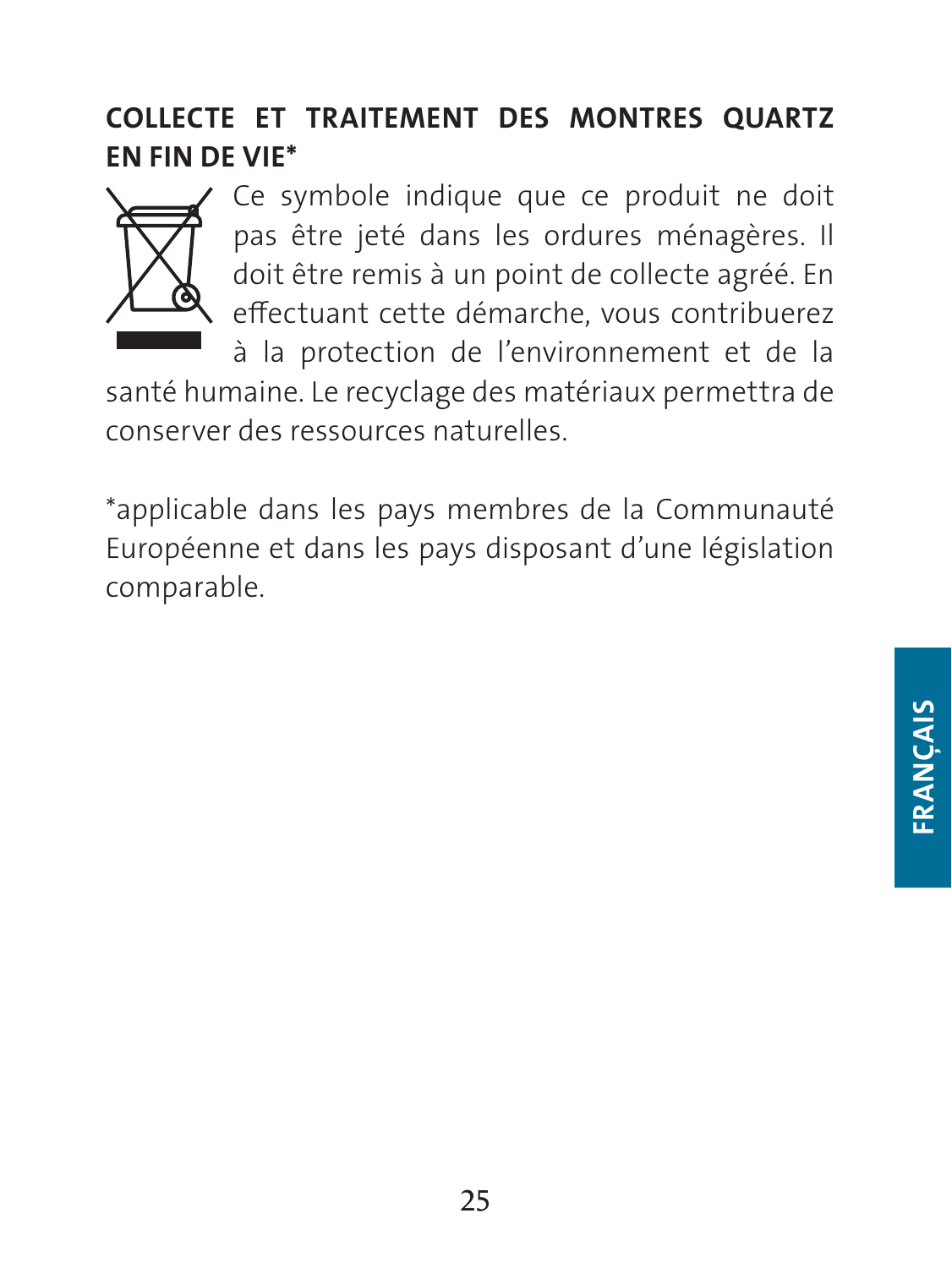## COLLECTE ET TRAITEMENT DES MONTRES QUARTZ EN FIN DE VIE*

Ce symbole indique que ce produit ne doit pas être jeté dans les ordures ménagères. Il doit être remis à un point de collecte agréé. En effectuant cette démarche, vous contribuerez à la protection de l'environnement et de la santé humaine. Le recyclage des matériaux permettra de conserver des ressources naturelles.

*applicable dans les pays membres de la Communauté Européenne et dans les pays disposant d'une législation comparable.

FRANÇAIS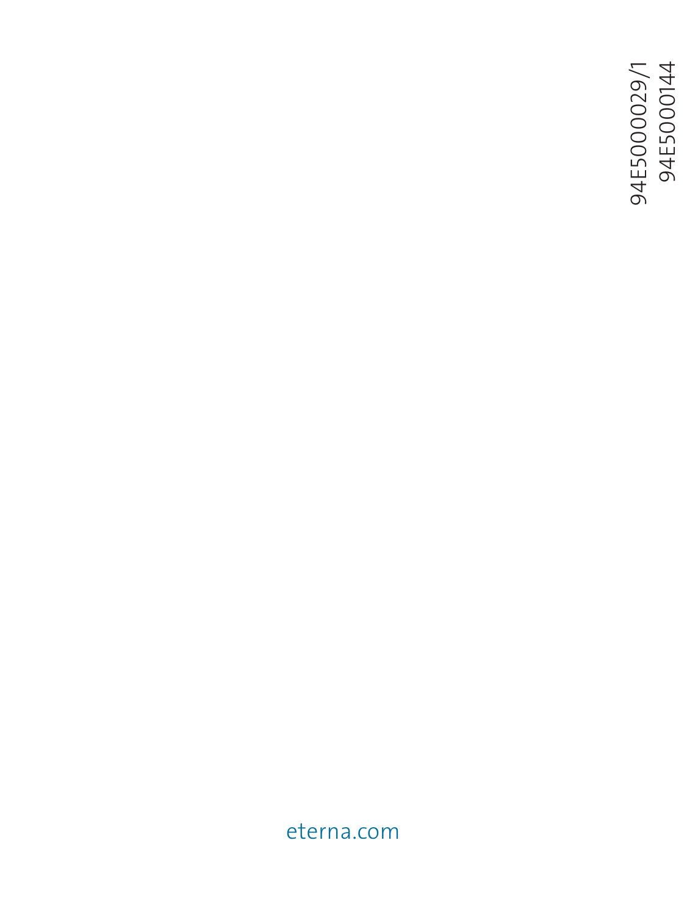94E50000029/1
94E5000144

eterna.com